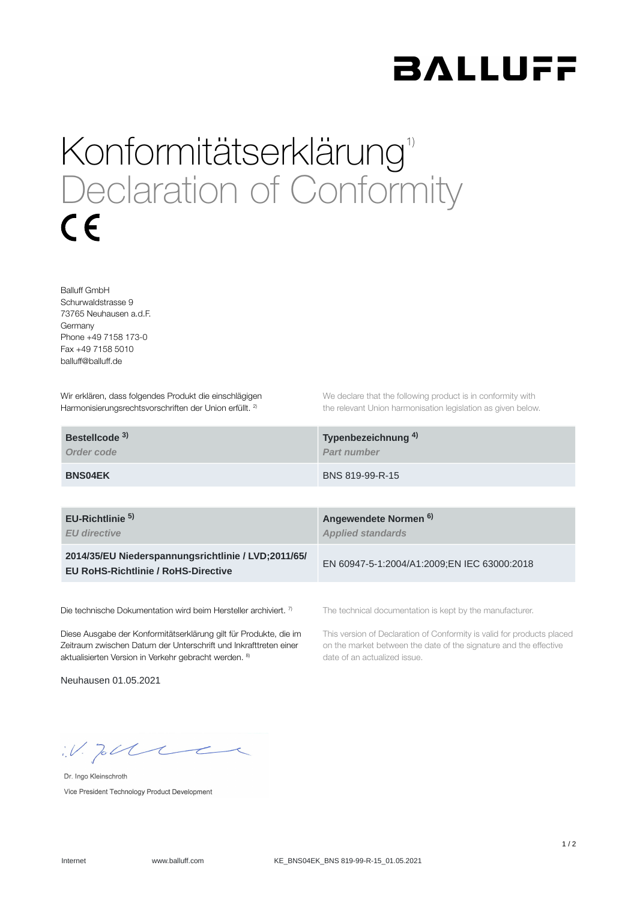BALLUFF

# Konformitätserklärung[1)]

# Declaration of Conformity

CE

Balluff GmbH
Schurwaldstrasse 9
73765 Neuhausen a.d.F.
Germany
Phone +49 7158 173-0
Fax +49 7158 5010
balluff@balluff.de

Wir erklären, dass folgendes Produkt die einschlägigen Harmonisierungsrechtsvorschriften der Union erfüllt. [2)]

We declare that the following product is in conformity with the relevant Union harmonisation legislation as given below.

| **Bestellcode [3)]** *Order code* | **Typenbezeichnung [4)]** *Part number* |
|---|---|
| **BNS04EK** | BNS 819-99-R-15 |

| **EU-Richtlinie [5)]** *EU directive* | **Angewendete Normen [6)]** *Applied standards* |
|---|---|
| **2014/35/EU Niederspannungsrichtlinie / LVD;2011/65/ EU RoHS-Richtlinie / RoHS-Directive** | EN 60947-5-1:2004/A1:2009;EN IEC 63000:2018 |

Die technische Dokumentation wird beim Hersteller archiviert. [7)]

The technical documentation is kept by the manufacturer.

Diese Ausgabe der Konformitätserklärung gilt für Produkte, die im Zeitraum zwischen Datum der Unterschrift und Inkrafttreten einer aktualisierten Version in Verkehr gebracht werden. [8)]

This version of Declaration of Conformity is valid for products placed on the market between the date of the signature and the effective date of an actualized issue.

Neuhausen 01.05.2021

i.V.

Dr. Ingo Kleinschroth
Vice President Technology Product Development

Internet www.balluff.com KE_BNS04EK_BNS 819-99-R-15_01.05.2021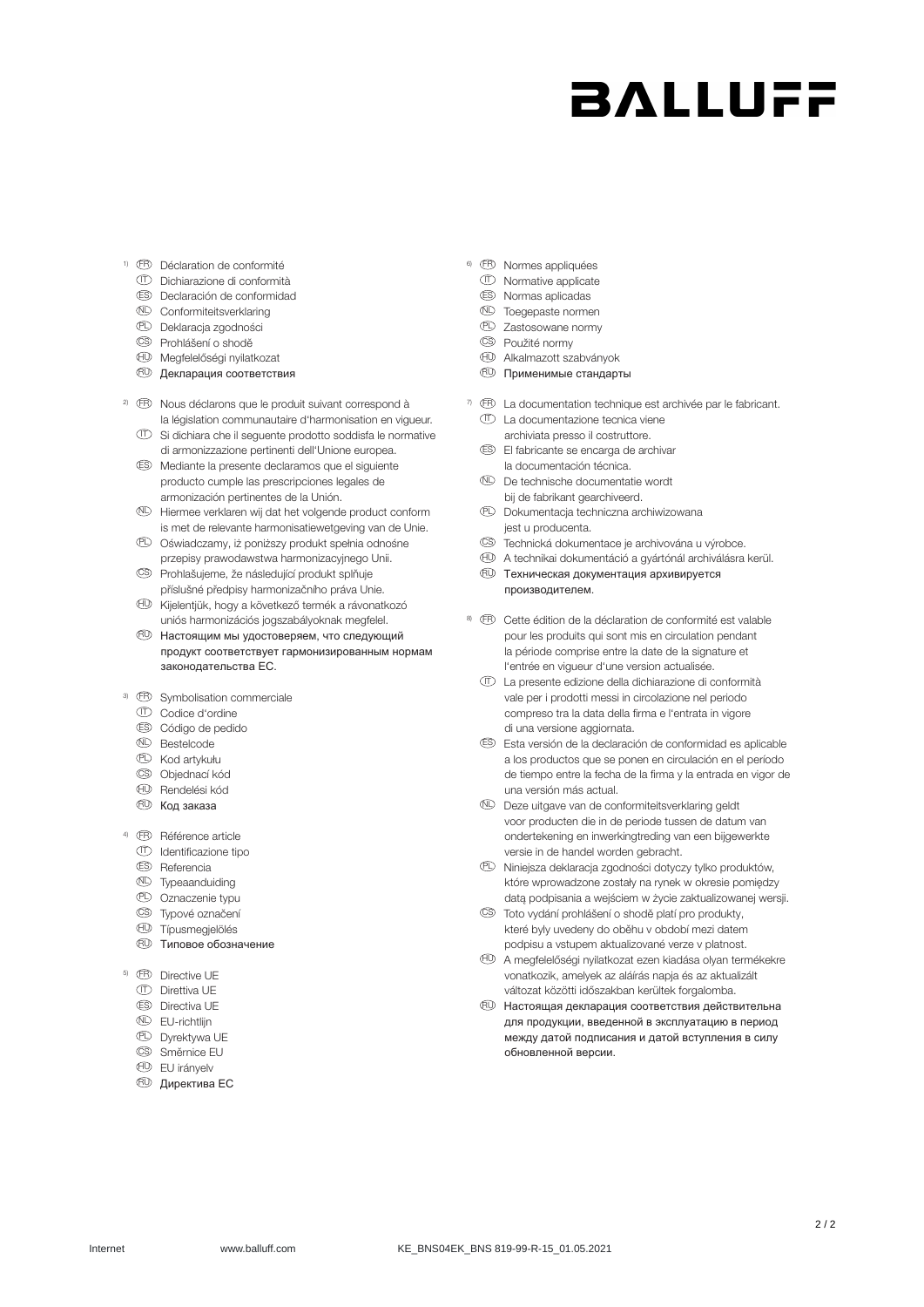BALLUFF

1) (FR) Déclaration de conformité
(IT) Dichiarazione di conformità
(ES) Declaración de conformidad
(NL) Conformiteitsverklaring
(PL) Deklaracja zgodności
(CS) Prohlášení o shodě
(HU) Megfelelőségi nyilatkozat
(RU) Декларация соответствия

2) (FR) Nous déclarons que le produit suivant correspond à la législation communautaire d'harmonisation en vigueur.
(IT) Si dichiara che il seguente prodotto soddisfa le normative di armonizzazione pertinenti dell'Unione europea.
(ES) Mediante la presente declaramos que el siguiente producto cumple las prescripciones legales de armonización pertinentes de la Unión.
(NL) Hiermee verklaren wij dat het volgende product conform is met de relevante harmonisatiewetgeving van de Unie.
(PL) Oświadczamy, iż poniższy produkt spełnia odnośne przepisy prawodawstwa harmonizacyjnego Unii.
(CS) Prohlašujeme, že následující produkt splňuje příslušné předpisy harmonizačního práva Unie.
(HU) Kijelentjük, hogy a következő termék a rávonatkozó uniós harmonizációs jogszabályoknak megfelel.
(RU) Настоящим мы удостоверяем, что следующий продукт соответствует гармонизированным нормам законодательства ЕС.

3) (FR) Symbolisation commerciale
(IT) Codice d'ordine
(ES) Código de pedido
(NL) Bestelcode
(PL) Kod artykułu
(CS) Objednací kód
(HU) Rendelési kód
(RU) Код заказа

4) (FR) Référence article
(IT) Identificazione tipo
(ES) Referencia
(NL) Typeaanduiding
(PL) Oznaczenie typu
(CS) Typové označení
(HU) Típusmegjelölés
(RU) Типовое обозначение

5) (FR) Directive UE
(IT) Direttiva UE
(ES) Directiva UE
(NL) EU-richtlijn
(PL) Dyrektywa UE
(CS) Směrnice EU
(HU) EU irányelv
(RU) Директива ЕС

6) (FR) Normes appliquées
(IT) Normative applicate
(ES) Normas aplicadas
(NL) Toegepaste normen
(PL) Zastosowane normy
(CS) Použité normy
(HU) Alkalmazott szabványok
(RU) Применимые стандарты

7) (FR) La documentation technique est archivée par le fabricant.
(IT) La documentazione tecnica viene archiviata presso il costruttore.
(ES) El fabricante se encarga de archivar la documentación técnica.
(NL) De technische documentatie wordt bij de fabrikant gearchiveerd.
(PL) Dokumentacja techniczna archiwizowana jest u producenta.
(CS) Technická dokumentace je archivována u výrobce.
(HU) A technikai dokumentáció a gyártónál archiválásra kerül.
(RU) Техническая документация архивируется производителем.

8) (FR) Cette édition de la déclaration de conformité est valable pour les produits qui sont mis en circulation pendant la période comprise entre la date de la signature et l'entrée en vigueur d'une version actualisée.
(IT) La presente edizione della dichiarazione di conformità vale per i prodotti messi in circolazione nel periodo compreso tra la data della firma e l'entrata in vigore di una versione aggiornata.
(ES) Esta versión de la declaración de conformidad es aplicable a los productos que se ponen en circulación en el período de tiempo entre la fecha de la firma y la entrada en vigor de una versión más actual.
(NL) Deze uitgave van de conformiteitsverklaring geldt voor producten die in de periode tussen de datum van ondertekening en inwerkingtreding van een bijgewerkte versie in de handel worden gebracht.
(PL) Niniejsza deklaracja zgodności dotyczy tylko produktów, które wprowadzone zostały na rynek w okresie pomiędzy datą podpisania a wejściem w życie zaktualizowanej wersji.
(CS) Toto vydání prohlášení o shodě platí pro produkty, které byly uvedeny do oběhu v období mezi datem podpisu a vstupem aktualizované verze v platnost.
(HU) A megfelelőségi nyilatkozat ezen kiadása olyan termékekre vonatkozik, amelyek az aláírás napja és az aktualizált változat közötti időszakban kerültek forgalomba.
(RU) Настоящая декларация соответствия действительна для продукции, введенной в эксплуатацию в период между датой подписания и датой вступления в силу обновленной версии.

Internet www.balluff.com KE_BNS04EK_BNS 819-99-R-15_01.05.2021